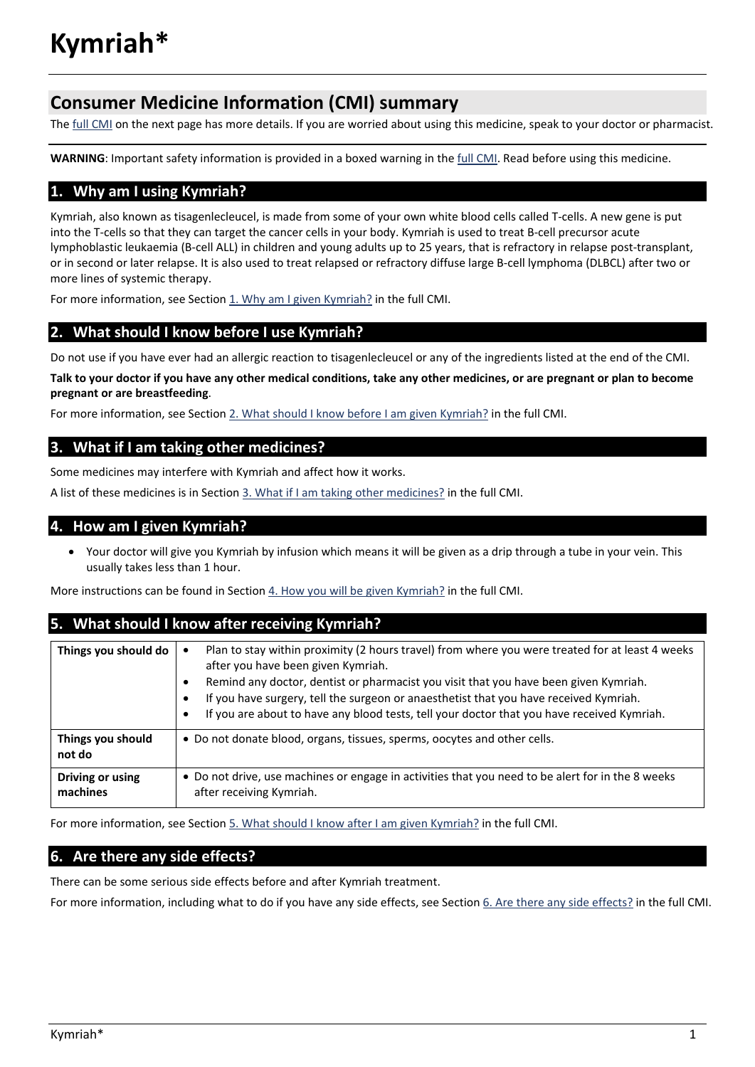# Kymriah*

## Consumer Medicine Information (CMI) summary

The full CMI on the next page has more details. If you are worried about using this medicine, speak to your doctor or pharmacist.

**WARNING**: Important safety information is provided in a boxed warning in the full CMI. Read before using this medicine.

### 1. Why am I using Kymriah?

Kymriah, also known as tisagenlecleucel, is made from some of your own white blood cells called T-cells. A new gene is put into the T-cells so that they can target the cancer cells in your body. Kymriah is used to treat B-cell precursor acute lymphoblastic leukaemia (B-cell ALL) in children and young adults up to 25 years, that is refractory in relapse post-transplant, or in second or later relapse. It is also used to treat relapsed or refractory diffuse large B-cell lymphoma (DLBCL) after two or more lines of systemic therapy.

For more information, see Section 1. Why am I given Kymriah? in the full CMI.

### 2. What should I know before I use Kymriah?

Do not use if you have ever had an allergic reaction to tisagenlecleucel or any of the ingredients listed at the end of the CMI.

**Talk to your doctor if you have any other medical conditions, take any other medicines, or are pregnant or plan to become pregnant or are breastfeeding**.

For more information, see Section 2. What should I know before I am given Kymriah? in the full CMI.

### 3. What if I am taking other medicines?

Some medicines may interfere with Kymriah and affect how it works.

A list of these medicines is in Section 3. What if I am taking other medicines? in the full CMI.

### 4. How am I given Kymriah?

- Your doctor will give you Kymriah by infusion which means it will be given as a drip through a tube in your vein. This usually takes less than 1 hour.

More instructions can be found in Section 4. How you will be given Kymriah? in the full CMI.

### 5. What should I know after receiving Kymriah?

| | |
|---|---|
| **Things you should do** | • Plan to stay within proximity (2 hours travel) from where you were treated for at least 4 weeks after you have been given Kymriah.<br>• Remind any doctor, dentist or pharmacist you visit that you have been given Kymriah.<br>• If you have surgery, tell the surgeon or anaesthetist that you have received Kymriah.<br>• If you are about to have any blood tests, tell your doctor that you have received Kymriah. |
| **Things you should not do** | • Do not donate blood, organs, tissues, sperms, oocytes and other cells. |
| **Driving or using machines** | • Do not drive, use machines or engage in activities that you need to be alert for in the 8 weeks after receiving Kymriah. |

For more information, see Section 5. What should I know after I am given Kymriah? in the full CMI.

### 6. Are there any side effects?

There can be some serious side effects before and after Kymriah treatment.

For more information, including what to do if you have any side effects, see Section 6. Are there any side effects? in the full CMI.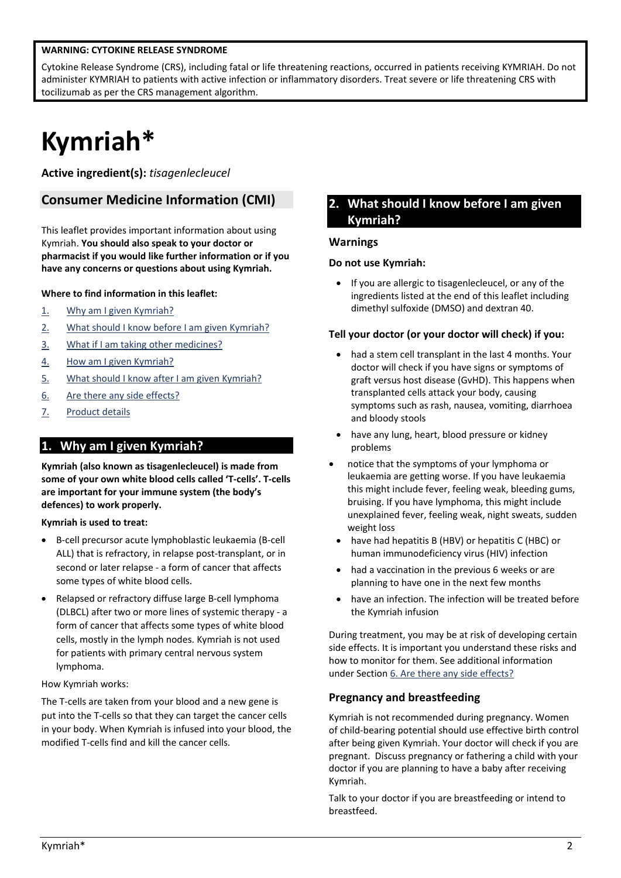**WARNING: CYTOKINE RELEASE SYNDROME**

Cytokine Release Syndrome (CRS), including fatal or life threatening reactions, occurred in patients receiving KYMRIAH. Do not administer KYMRIAH to patients with active infection or inflammatory disorders. Treat severe or life threatening CRS with tocilizumab as per the CRS management algorithm.

# Kymriah*

**Active ingredient(s):** *tisagenlecleucel*

## Consumer Medicine Information (CMI)

This leaflet provides important information about using Kymriah. **You should also speak to your doctor or pharmacist if you would like further information or if you have any concerns or questions about using Kymriah.**

**Where to find information in this leaflet:**

1. Why am I given Kymriah?
2. What should I know before I am given Kymriah?
3. What if I am taking other medicines?
4. How am I given Kymriah?
5. What should I know after I am given Kymriah?
6. Are there any side effects?
7. Product details

## 1. Why am I given Kymriah?

**Kymriah (also known as tisagenlecleucel) is made from some of your own white blood cells called 'T-cells'. T-cells are important for your immune system (the body's defences) to work properly.**

**Kymriah is used to treat:**

- B-cell precursor acute lymphoblastic leukaemia (B-cell ALL) that is refractory, in relapse post-transplant, or in second or later relapse - a form of cancer that affects some types of white blood cells.
- Relapsed or refractory diffuse large B-cell lymphoma (DLBCL) after two or more lines of systemic therapy - a form of cancer that affects some types of white blood cells, mostly in the lymph nodes. Kymriah is not used for patients with primary central nervous system lymphoma.

How Kymriah works:

The T-cells are taken from your blood and a new gene is put into the T-cells so that they can target the cancer cells in your body. When Kymriah is infused into your blood, the modified T-cells find and kill the cancer cells.

## 2. What should I know before I am given Kymriah?

### Warnings

**Do not use Kymriah:**

- If you are allergic to tisagenlecleucel, or any of the ingredients listed at the end of this leaflet including dimethyl sulfoxide (DMSO) and dextran 40.

**Tell your doctor (or your doctor will check) if you:**

- had a stem cell transplant in the last 4 months. Your doctor will check if you have signs or symptoms of graft versus host disease (GvHD). This happens when transplanted cells attack your body, causing symptoms such as rash, nausea, vomiting, diarrhoea and bloody stools
- have any lung, heart, blood pressure or kidney problems
- notice that the symptoms of your lymphoma or leukaemia are getting worse. If you have leukaemia this might include fever, feeling weak, bleeding gums, bruising. If you have lymphoma, this might include unexplained fever, feeling weak, night sweats, sudden weight loss
- have had hepatitis B (HBV) or hepatitis C (HBC) or human immunodeficiency virus (HIV) infection
- had a vaccination in the previous 6 weeks or are planning to have one in the next few months
- have an infection. The infection will be treated before the Kymriah infusion

During treatment, you may be at risk of developing certain side effects. It is important you understand these risks and how to monitor for them. See additional information under Section 6. Are there any side effects?

### Pregnancy and breastfeeding

Kymriah is not recommended during pregnancy. Women of child-bearing potential should use effective birth control after being given Kymriah. Your doctor will check if you are pregnant. Discuss pregnancy or fathering a child with your doctor if you are planning to have a baby after receiving Kymriah.

Talk to your doctor if you are breastfeeding or intend to breastfeed.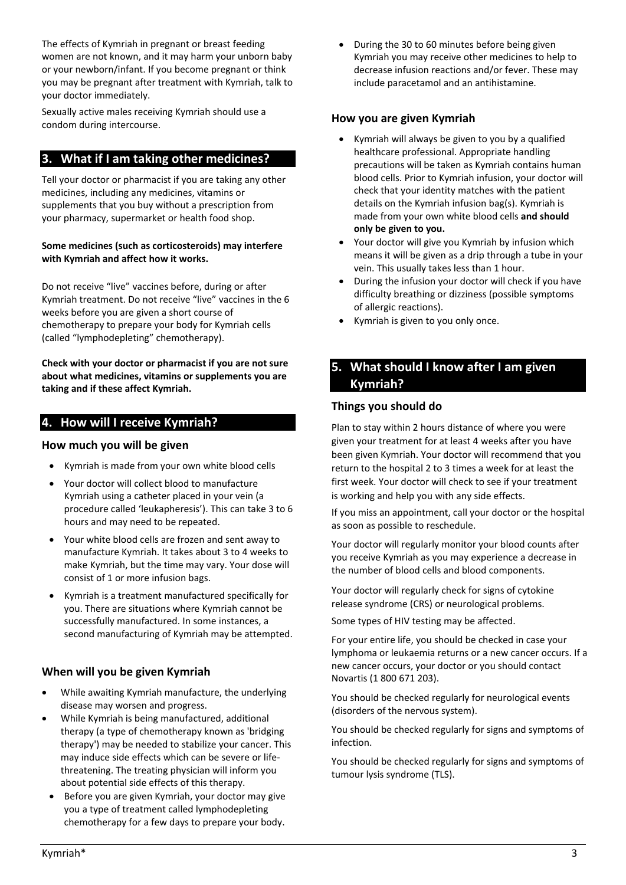The effects of Kymriah in pregnant or breast feeding women are not known, and it may harm your unborn baby or your newborn/infant. If you become pregnant or think you may be pregnant after treatment with Kymriah, talk to your doctor immediately.

Sexually active males receiving Kymriah should use a condom during intercourse.

## 3. What if I am taking other medicines?

Tell your doctor or pharmacist if you are taking any other medicines, including any medicines, vitamins or supplements that you buy without a prescription from your pharmacy, supermarket or health food shop.

**Some medicines (such as corticosteroids) may interfere with Kymriah and affect how it works.**

Do not receive "live" vaccines before, during or after Kymriah treatment. Do not receive "live" vaccines in the 6 weeks before you are given a short course of chemotherapy to prepare your body for Kymriah cells (called "lymphodepleting" chemotherapy).

**Check with your doctor or pharmacist if you are not sure about what medicines, vitamins or supplements you are taking and if these affect Kymriah.**

## 4. How will I receive Kymriah?

### How much you will be given

- Kymriah is made from your own white blood cells
- Your doctor will collect blood to manufacture Kymriah using a catheter placed in your vein (a procedure called 'leukapheresis'). This can take 3 to 6 hours and may need to be repeated.
- Your white blood cells are frozen and sent away to manufacture Kymriah. It takes about 3 to 4 weeks to make Kymriah, but the time may vary. Your dose will consist of 1 or more infusion bags.
- Kymriah is a treatment manufactured specifically for you. There are situations where Kymriah cannot be successfully manufactured. In some instances, a second manufacturing of Kymriah may be attempted.

### When will you be given Kymriah

- While awaiting Kymriah manufacture, the underlying disease may worsen and progress.
- While Kymriah is being manufactured, additional therapy (a type of chemotherapy known as 'bridging therapy') may be needed to stabilize your cancer. This may induce side effects which can be severe or life-threatening. The treating physician will inform you about potential side effects of this therapy.
- Before you are given Kymriah, your doctor may give you a type of treatment called lymphodepleting chemotherapy for a few days to prepare your body.
- During the 30 to 60 minutes before being given Kymriah you may receive other medicines to help to decrease infusion reactions and/or fever. These may include paracetamol and an antihistamine.

### How you are given Kymriah

- Kymriah will always be given to you by a qualified healthcare professional. Appropriate handling precautions will be taken as Kymriah contains human blood cells. Prior to Kymriah infusion, your doctor will check that your identity matches with the patient details on the Kymriah infusion bag(s). Kymriah is made from your own white blood cells **and should only be given to you.**
- Your doctor will give you Kymriah by infusion which means it will be given as a drip through a tube in your vein. This usually takes less than 1 hour.
- During the infusion your doctor will check if you have difficulty breathing or dizziness (possible symptoms of allergic reactions).
- Kymriah is given to you only once.

## 5. What should I know after I am given Kymriah?

### Things you should do

Plan to stay within 2 hours distance of where you were given your treatment for at least 4 weeks after you have been given Kymriah. Your doctor will recommend that you return to the hospital 2 to 3 times a week for at least the first week. Your doctor will check to see if your treatment is working and help you with any side effects.

If you miss an appointment, call your doctor or the hospital as soon as possible to reschedule.

Your doctor will regularly monitor your blood counts after you receive Kymriah as you may experience a decrease in the number of blood cells and blood components.

Your doctor will regularly check for signs of cytokine release syndrome (CRS) or neurological problems.

Some types of HIV testing may be affected.

For your entire life, you should be checked in case your lymphoma or leukaemia returns or a new cancer occurs. If a new cancer occurs, your doctor or you should contact Novartis (1 800 671 203).

You should be checked regularly for neurological events (disorders of the nervous system).

You should be checked regularly for signs and symptoms of infection.

You should be checked regularly for signs and symptoms of tumour lysis syndrome (TLS).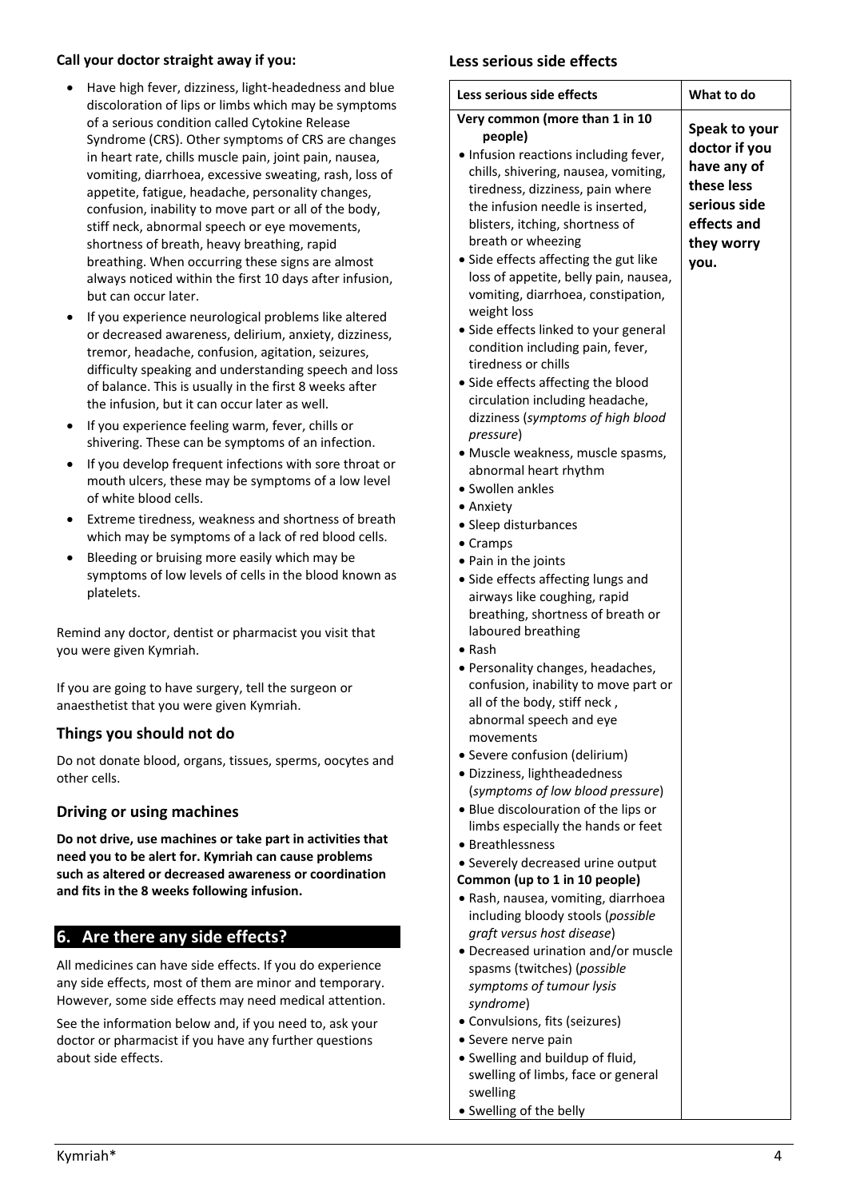**Call your doctor straight away if you:**

- Have high fever, dizziness, light-headedness and blue discoloration of lips or limbs which may be symptoms of a serious condition called Cytokine Release Syndrome (CRS). Other symptoms of CRS are changes in heart rate, chills muscle pain, joint pain, nausea, vomiting, diarrhoea, excessive sweating, rash, loss of appetite, fatigue, headache, personality changes, confusion, inability to move part or all of the body, stiff neck, abnormal speech or eye movements, shortness of breath, heavy breathing, rapid breathing. When occurring these signs are almost always noticed within the first 10 days after infusion, but can occur later.
- If you experience neurological problems like altered or decreased awareness, delirium, anxiety, dizziness, tremor, headache, confusion, agitation, seizures, difficulty speaking and understanding speech and loss of balance. This is usually in the first 8 weeks after the infusion, but it can occur later as well.
- If you experience feeling warm, fever, chills or shivering. These can be symptoms of an infection.
- If you develop frequent infections with sore throat or mouth ulcers, these may be symptoms of a low level of white blood cells.
- Extreme tiredness, weakness and shortness of breath which may be symptoms of a lack of red blood cells.
- Bleeding or bruising more easily which may be symptoms of low levels of cells in the blood known as platelets.

Remind any doctor, dentist or pharmacist you visit that you were given Kymriah.

If you are going to have surgery, tell the surgeon or anaesthetist that you were given Kymriah.

### Things you should not do

Do not donate blood, organs, tissues, sperms, oocytes and other cells.

### Driving or using machines

**Do not drive, use machines or take part in activities that need you to be alert for. Kymriah can cause problems such as altered or decreased awareness or coordination and fits in the 8 weeks following infusion.**

## 6. Are there any side effects?

All medicines can have side effects. If you do experience any side effects, most of them are minor and temporary. However, some side effects may need medical attention.

See the information below and, if you need to, ask your doctor or pharmacist if you have any further questions about side effects.

### Less serious side effects

| Less serious side effects | What to do |
|---|---|
| **Very common (more than 1 in 10 people)**<br>• Infusion reactions including fever, chills, shivering, nausea, vomiting, tiredness, dizziness, pain where the infusion needle is inserted, blisters, itching, shortness of breath or wheezing<br>• Side effects affecting the gut like loss of appetite, belly pain, nausea, vomiting, diarrhoea, constipation, weight loss<br>• Side effects linked to your general condition including pain, fever, tiredness or chills<br>• Side effects affecting the blood circulation including headache, dizziness (*symptoms of high blood pressure*)<br>• Muscle weakness, muscle spasms, abnormal heart rhythm<br>• Swollen ankles<br>• Anxiety<br>• Sleep disturbances<br>• Cramps<br>• Pain in the joints<br>• Side effects affecting lungs and airways like coughing, rapid breathing, shortness of breath or laboured breathing<br>• Rash<br>• Personality changes, headaches, confusion, inability to move part or all of the body, stiff neck , abnormal speech and eye movements<br>• Severe confusion (delirium)<br>• Dizziness, lightheadedness (*symptoms of low blood pressure*)<br>• Blue discolouration of the lips or limbs especially the hands or feet<br>• Breathlessness<br>• Severely decreased urine output<br>**Common (up to 1 in 10 people)**<br>• Rash, nausea, vomiting, diarrhoea including bloody stools (*possible graft versus host disease*)<br>• Decreased urination and/or muscle spasms (twitches) (*possible symptoms of tumour lysis syndrome*)<br>• Convulsions, fits (seizures)<br>• Severe nerve pain<br>• Swelling and buildup of fluid, swelling of limbs, face or general swelling<br>• Swelling of the belly | **Speak to your doctor if you have any of these less serious side effects and they worry you.** |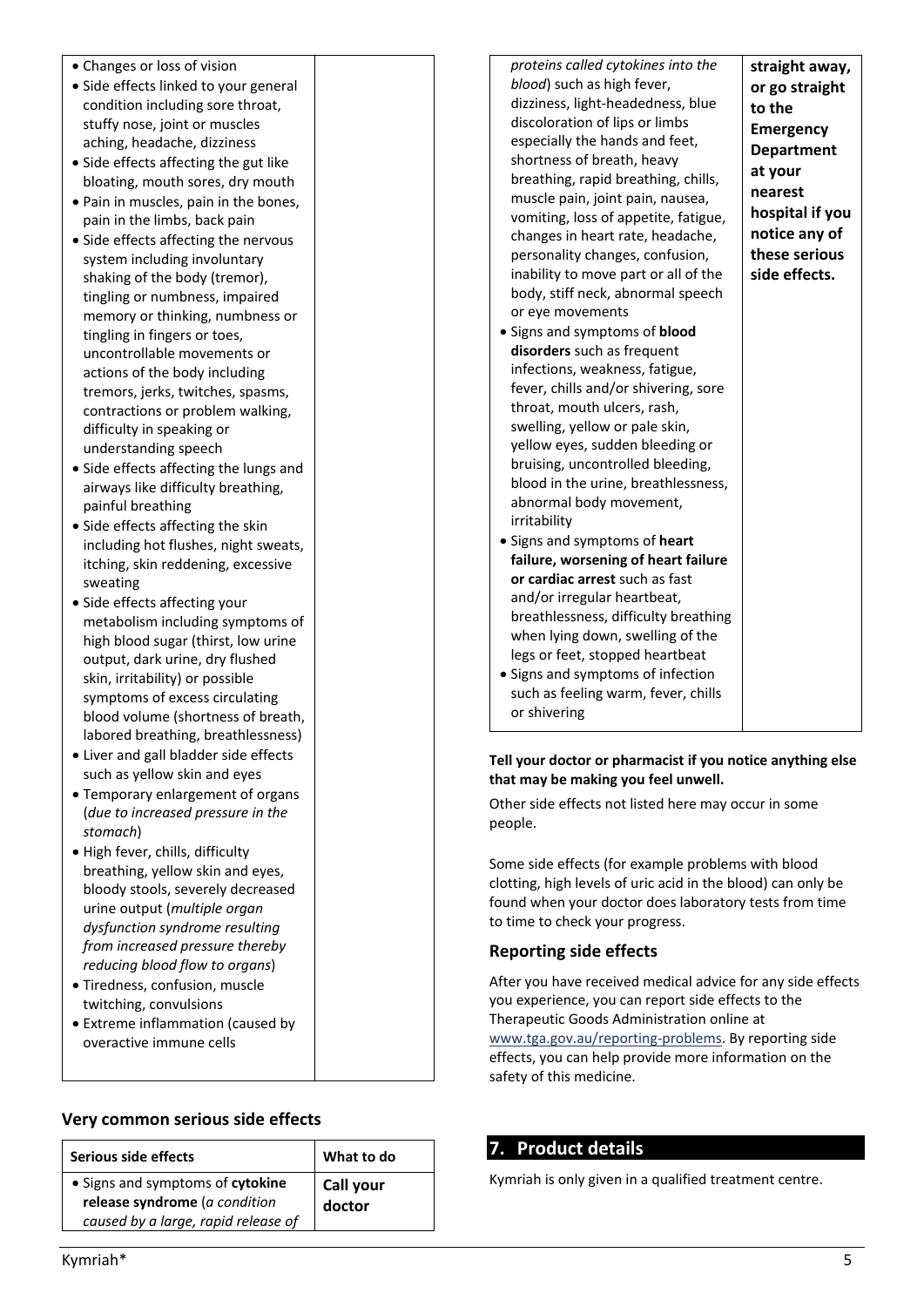| | |
|---|---|
| • Changes or loss of vision<br>• Side effects linked to your general condition including sore throat, stuffy nose, joint or muscles aching, headache, dizziness<br>• Side effects affecting the gut like bloating, mouth sores, dry mouth<br>• Pain in muscles, pain in the bones, pain in the limbs, back pain<br>• Side effects affecting the nervous system including involuntary shaking of the body (tremor), tingling or numbness, impaired memory or thinking, numbness or tingling in fingers or toes, uncontrollable movements or actions of the body including tremors, jerks, twitches, spasms, contractions or problem walking, difficulty in speaking or understanding speech<br>• Side effects affecting the lungs and airways like difficulty breathing, painful breathing<br>• Side effects affecting the skin including hot flushes, night sweats, itching, skin reddening, excessive sweating<br>• Side effects affecting your metabolism including symptoms of high blood sugar (thirst, low urine output, dark urine, dry flushed skin, irritability) or possible symptoms of excess circulating blood volume (shortness of breath, labored breathing, breathlessness)<br>• Liver and gall bladder side effects such as yellow skin and eyes<br>• Temporary enlargement of organs (*due to increased pressure in the stomach*)<br>• High fever, chills, difficulty breathing, yellow skin and eyes, bloody stools, severely decreased urine output (*multiple organ dysfunction syndrome resulting from increased pressure thereby reducing blood flow to organs*)<br>• Tiredness, confusion, muscle twitching, convulsions<br>• Extreme inflammation (caused by overactive immune cells | |

### Very common serious side effects

| Serious side effects | What to do |
|---|---|
| • Signs and symptoms of **cytokine release syndrome** (*a condition caused by a large, rapid release of proteins called cytokines into the blood*) such as high fever, dizziness, light-headedness, blue discoloration of lips or limbs especially the hands and feet, shortness of breath, heavy breathing, rapid breathing, chills, muscle pain, joint pain, nausea, vomiting, loss of appetite, fatigue, changes in heart rate, headache, personality changes, confusion, inability to move part or all of the body, stiff neck, abnormal speech or eye movements<br>• Signs and symptoms of **blood disorders** such as frequent infections, weakness, fatigue, fever, chills and/or shivering, sore throat, mouth ulcers, rash, swelling, yellow or pale skin, yellow eyes, sudden bleeding or bruising, uncontrolled bleeding, blood in the urine, breathlessness, abnormal body movement, irritability<br>• Signs and symptoms of **heart failure, worsening of heart failure or cardiac arrest** such as fast and/or irregular heartbeat, breathlessness, difficulty breathing when lying down, swelling of the legs or feet, stopped heartbeat<br>• Signs and symptoms of infection such as feeling warm, fever, chills or shivering | **Call your doctor straight away, or go straight to the Emergency Department at your nearest hospital if you notice any of these serious side effects.** |

**Tell your doctor or pharmacist if you notice anything else that may be making you feel unwell.**

Other side effects not listed here may occur in some people.

Some side effects (for example problems with blood clotting, high levels of uric acid in the blood) can only be found when your doctor does laboratory tests from time to time to check your progress.

### Reporting side effects

After you have received medical advice for any side effects you experience, you can report side effects to the Therapeutic Goods Administration online at www.tga.gov.au/reporting-problems. By reporting side effects, you can help provide more information on the safety of this medicine.

## 7. Product details

Kymriah is only given in a qualified treatment centre.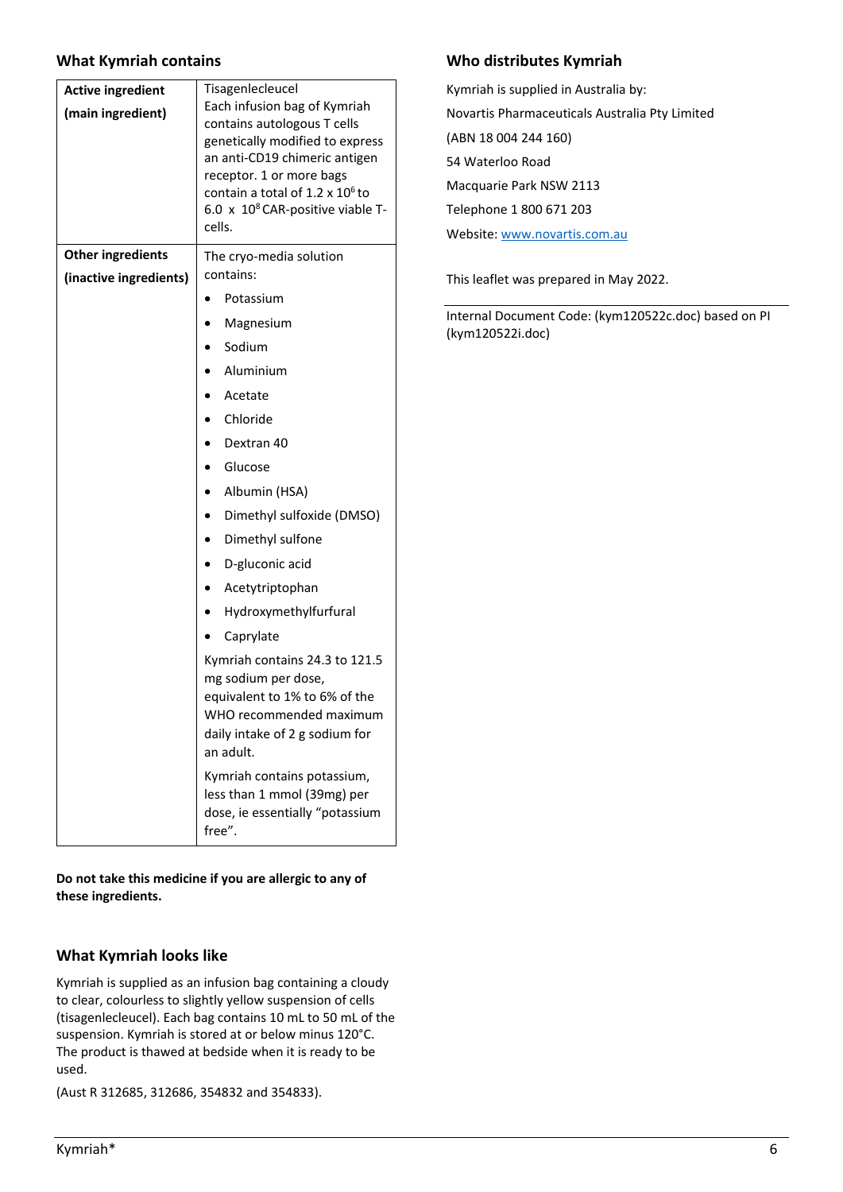## What Kymriah contains

| | |
|---|---|
| **Active ingredient (main ingredient)** | Tisagenlecleucel<br>Each infusion bag of Kymriah contains autologous T cells genetically modified to express an anti-CD19 chimeric antigen receptor. 1 or more bags contain a total of $1.2 \times 10^6$ to $6.0 \times 10^8$ CAR-positive viable T-cells. |
| **Other ingredients (inactive ingredients)** | The cryo-media solution contains:<br>• Potassium<br>• Magnesium<br>• Sodium<br>• Aluminium<br>• Acetate<br>• Chloride<br>• Dextran 40<br>• Glucose<br>• Albumin (HSA)<br>• Dimethyl sulfoxide (DMSO)<br>• Dimethyl sulfone<br>• D-gluconic acid<br>• Acetytriptophan<br>• Hydroxymethylfurfural<br>• Caprylate<br>Kymriah contains 24.3 to 121.5 mg sodium per dose, equivalent to 1% to 6% of the WHO recommended maximum daily intake of 2 g sodium for an adult.<br>Kymriah contains potassium, less than 1 mmol (39mg) per dose, ie essentially "potassium free". |

**Do not take this medicine if you are allergic to any of these ingredients.**

## What Kymriah looks like

Kymriah is supplied as an infusion bag containing a cloudy to clear, colourless to slightly yellow suspension of cells (tisagenlecleucel). Each bag contains 10 mL to 50 mL of the suspension. Kymriah is stored at or below minus 120°C. The product is thawed at bedside when it is ready to be used.

(Aust R 312685, 312686, 354832 and 354833).

## Who distributes Kymriah

Kymriah is supplied in Australia by:

Novartis Pharmaceuticals Australia Pty Limited

(ABN 18 004 244 160)

54 Waterloo Road

Macquarie Park NSW 2113

Telephone 1 800 671 203

Website: www.novartis.com.au

This leaflet was prepared in May 2022.

---

Internal Document Code: (kym120522c.doc) based on PI (kym120522i.doc)